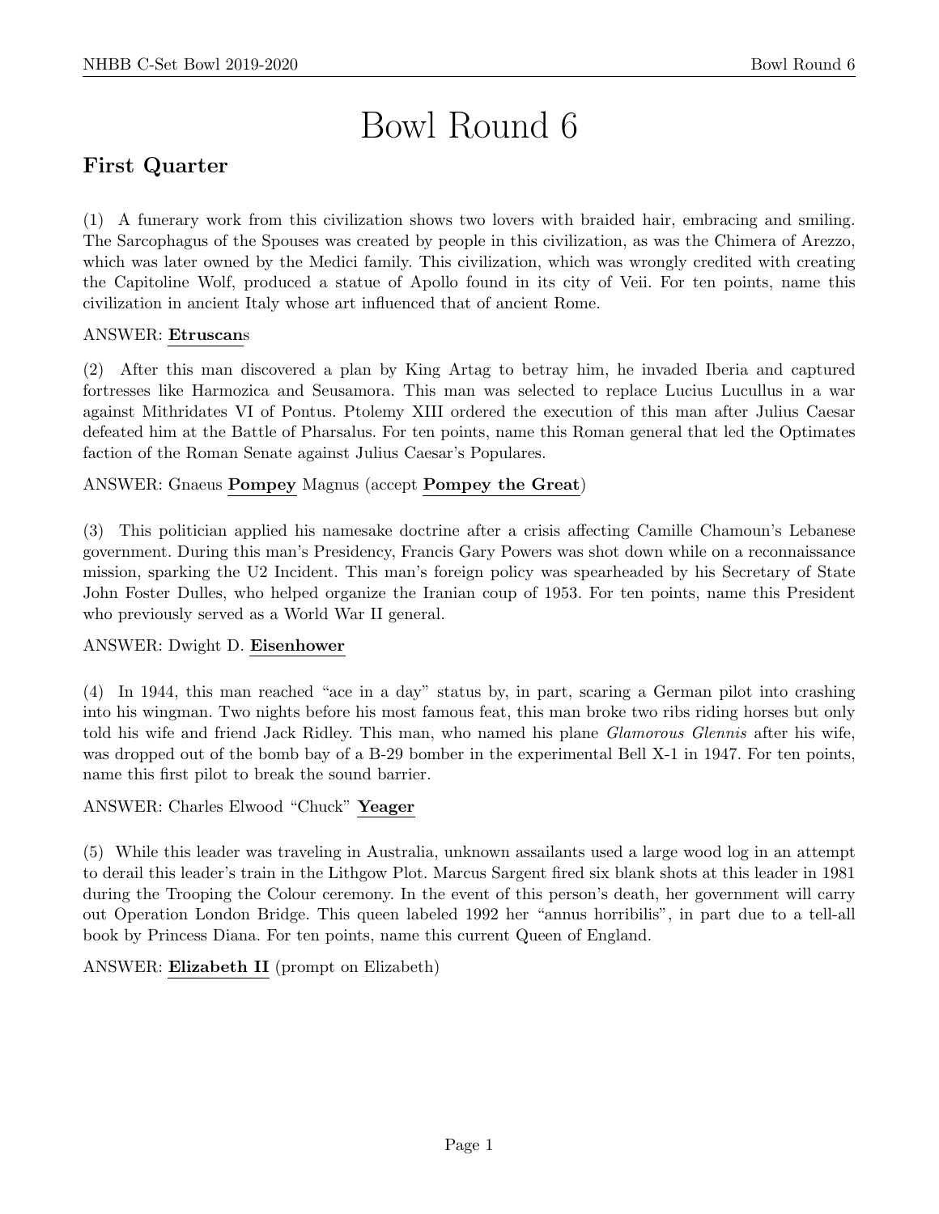# Bowl Round 6

## First Quarter

(1) A funerary work from this civilization shows two lovers with braided hair, embracing and smiling. The Sarcophagus of the Spouses was created by people in this civilization, as was the Chimera of Arezzo, which was later owned by the Medici family. This civilization, which was wrongly credited with creating the Capitoline Wolf, produced a statue of Apollo found in its city of Veii. For ten points, name this civilization in ancient Italy whose art influenced that of ancient Rome.

ANSWER: **Etruscan**s

(2) After this man discovered a plan by King Artag to betray him, he invaded Iberia and captured fortresses like Harmozica and Seusamora. This man was selected to replace Lucius Lucullus in a war against Mithridates VI of Pontus. Ptolemy XIII ordered the execution of this man after Julius Caesar defeated him at the Battle of Pharsalus. For ten points, name this Roman general that led the Optimates faction of the Roman Senate against Julius Caesar's Populares.

ANSWER: Gnaeus **Pompey** Magnus (accept **Pompey the Great**)

(3) This politician applied his namesake doctrine after a crisis affecting Camille Chamoun's Lebanese government. During this man's Presidency, Francis Gary Powers was shot down while on a reconnaissance mission, sparking the U2 Incident. This man's foreign policy was spearheaded by his Secretary of State John Foster Dulles, who helped organize the Iranian coup of 1953. For ten points, name this President who previously served as a World War II general.

ANSWER: Dwight D. **Eisenhower**

(4) In 1944, this man reached "ace in a day" status by, in part, scaring a German pilot into crashing into his wingman. Two nights before his most famous feat, this man broke two ribs riding horses but only told his wife and friend Jack Ridley. This man, who named his plane *Glamorous Glennis* after his wife, was dropped out of the bomb bay of a B-29 bomber in the experimental Bell X-1 in 1947. For ten points, name this first pilot to break the sound barrier.

ANSWER: Charles Elwood "Chuck" **Yeager**

(5) While this leader was traveling in Australia, unknown assailants used a large wood log in an attempt to derail this leader's train in the Lithgow Plot. Marcus Sargent fired six blank shots at this leader in 1981 during the Trooping the Colour ceremony. In the event of this person's death, her government will carry out Operation London Bridge. This queen labeled 1992 her "annus horribilis", in part due to a tell-all book by Princess Diana. For ten points, name this current Queen of England.

ANSWER: **Elizabeth II** (prompt on Elizabeth)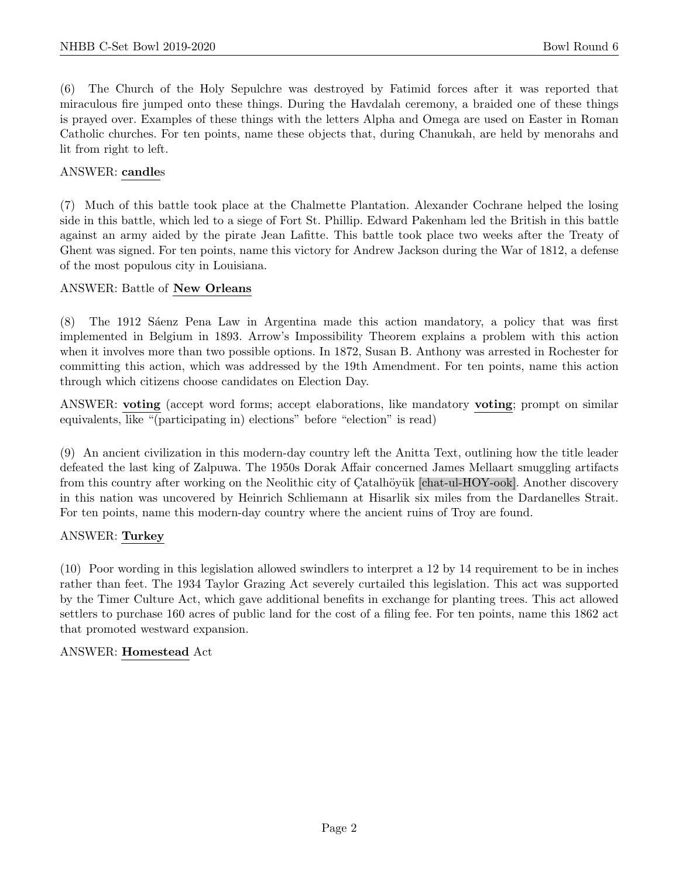(6) The Church of the Holy Sepulchre was destroyed by Fatimid forces after it was reported that miraculous fire jumped onto these things. During the Havdalah ceremony, a braided one of these things is prayed over. Examples of these things with the letters Alpha and Omega are used on Easter in Roman Catholic churches. For ten points, name these objects that, during Chanukah, are held by menorahs and lit from right to left.

ANSWER: **candle**s

(7) Much of this battle took place at the Chalmette Plantation. Alexander Cochrane helped the losing side in this battle, which led to a siege of Fort St. Phillip. Edward Pakenham led the British in this battle against an army aided by the pirate Jean Lafitte. This battle took place two weeks after the Treaty of Ghent was signed. For ten points, name this victory for Andrew Jackson during the War of 1812, a defense of the most populous city in Louisiana.

ANSWER: Battle of **New Orleans**

(8) The 1912 Sáenz Pena Law in Argentina made this action mandatory, a policy that was first implemented in Belgium in 1893. Arrow's Impossibility Theorem explains a problem with this action when it involves more than two possible options. In 1872, Susan B. Anthony was arrested in Rochester for committing this action, which was addressed by the 19th Amendment. For ten points, name this action through which citizens choose candidates on Election Day.

ANSWER: **voting** (accept word forms; accept elaborations, like mandatory **voting**; prompt on similar equivalents, like "(participating in) elections" before "election" is read)

(9) An ancient civilization in this modern-day country left the Anitta Text, outlining how the title leader defeated the last king of Zalpuwa. The 1950s Dorak Affair concerned James Mellaart smuggling artifacts from this country after working on the Neolithic city of Çatalhöyük [chat-ul-HOY-ook]. Another discovery in this nation was uncovered by Heinrich Schliemann at Hisarlik six miles from the Dardanelles Strait. For ten points, name this modern-day country where the ancient ruins of Troy are found.

ANSWER: **Turkey**

(10) Poor wording in this legislation allowed swindlers to interpret a 12 by 14 requirement to be in inches rather than feet. The 1934 Taylor Grazing Act severely curtailed this legislation. This act was supported by the Timer Culture Act, which gave additional benefits in exchange for planting trees. This act allowed settlers to purchase 160 acres of public land for the cost of a filing fee. For ten points, name this 1862 act that promoted westward expansion.

ANSWER: **Homestead** Act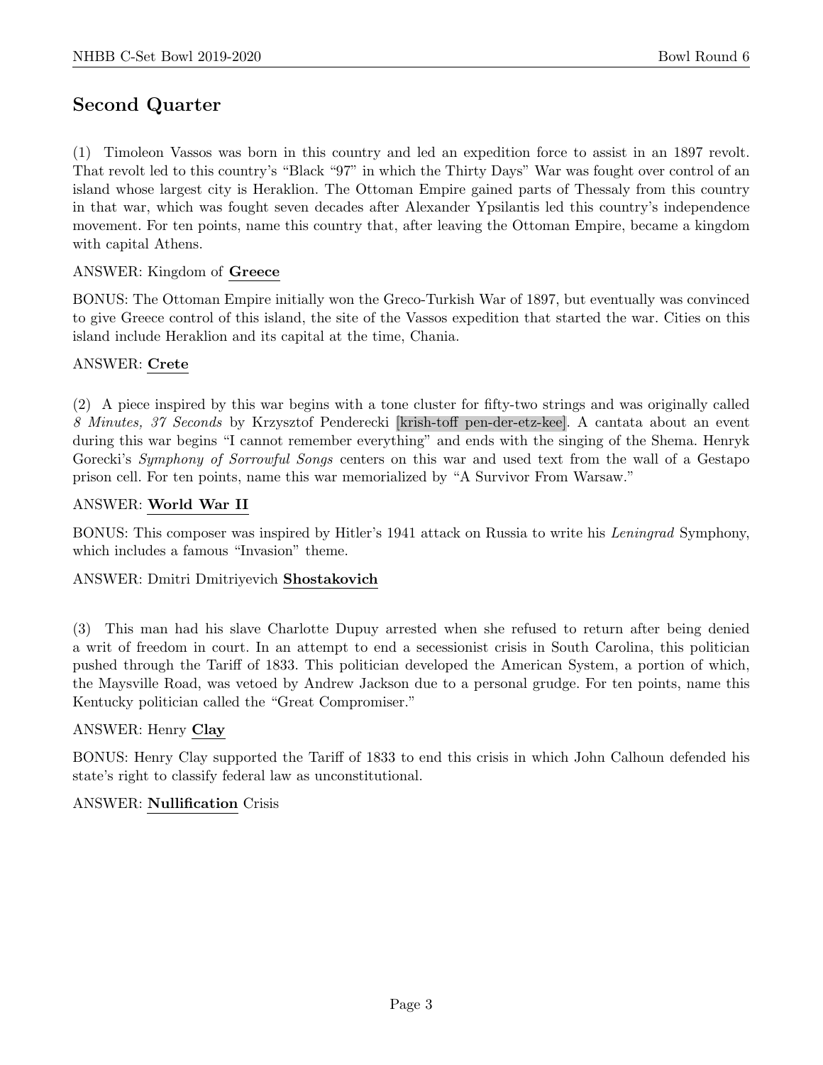## Second Quarter

(1) Timoleon Vassos was born in this country and led an expedition force to assist in an 1897 revolt. That revolt led to this country's "Black "97" in which the Thirty Days" War was fought over control of an island whose largest city is Heraklion. The Ottoman Empire gained parts of Thessaly from this country in that war, which was fought seven decades after Alexander Ypsilantis led this country's independence movement. For ten points, name this country that, after leaving the Ottoman Empire, became a kingdom with capital Athens.

ANSWER: Kingdom of **Greece**

BONUS: The Ottoman Empire initially won the Greco-Turkish War of 1897, but eventually was convinced to give Greece control of this island, the site of the Vassos expedition that started the war. Cities on this island include Heraklion and its capital at the time, Chania.

ANSWER: **Crete**

(2) A piece inspired by this war begins with a tone cluster for fifty-two strings and was originally called *8 Minutes, 37 Seconds* by Krzysztof Penderecki [krish-toff pen-der-etz-kee]. A cantata about an event during this war begins "I cannot remember everything" and ends with the singing of the Shema. Henryk Gorecki's *Symphony of Sorrowful Songs* centers on this war and used text from the wall of a Gestapo prison cell. For ten points, name this war memorialized by "A Survivor From Warsaw."

ANSWER: **World War II**

BONUS: This composer was inspired by Hitler's 1941 attack on Russia to write his *Leningrad* Symphony, which includes a famous "Invasion" theme.

ANSWER: Dmitri Dmitriyevich **Shostakovich**

(3) This man had his slave Charlotte Dupuy arrested when she refused to return after being denied a writ of freedom in court. In an attempt to end a secessionist crisis in South Carolina, this politician pushed through the Tariff of 1833. This politician developed the American System, a portion of which, the Maysville Road, was vetoed by Andrew Jackson due to a personal grudge. For ten points, name this Kentucky politician called the "Great Compromiser."

ANSWER: Henry **Clay**

BONUS: Henry Clay supported the Tariff of 1833 to end this crisis in which John Calhoun defended his state's right to classify federal law as unconstitutional.

ANSWER: **Nullification** Crisis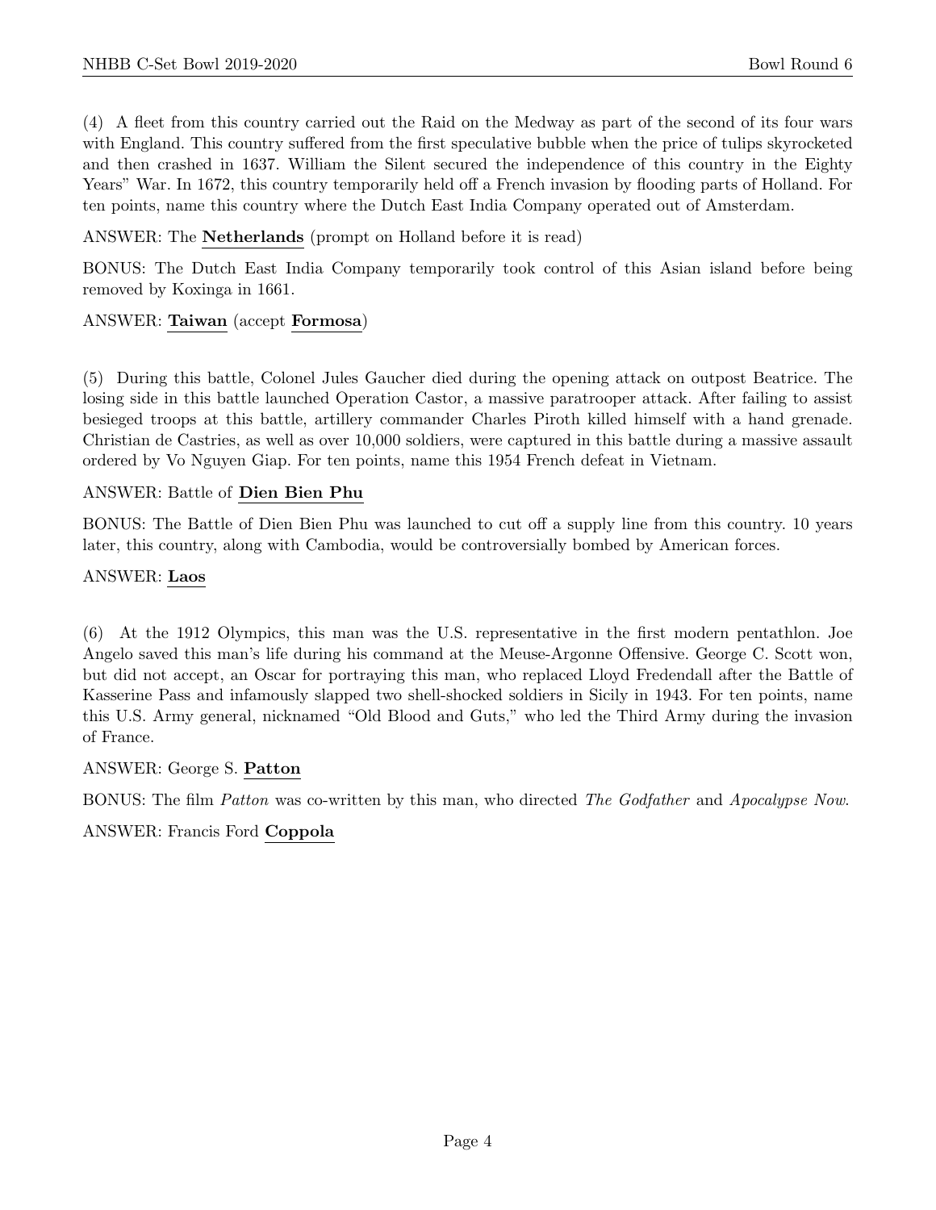(4) A fleet from this country carried out the Raid on the Medway as part of the second of its four wars with England. This country suffered from the first speculative bubble when the price of tulips skyrocketed and then crashed in 1637. William the Silent secured the independence of this country in the Eighty Years" War. In 1672, this country temporarily held off a French invasion by flooding parts of Holland. For ten points, name this country where the Dutch East India Company operated out of Amsterdam.

ANSWER: The **Netherlands** (prompt on Holland before it is read)

BONUS: The Dutch East India Company temporarily took control of this Asian island before being removed by Koxinga in 1661.

ANSWER: **Taiwan** (accept **Formosa**)

(5) During this battle, Colonel Jules Gaucher died during the opening attack on outpost Beatrice. The losing side in this battle launched Operation Castor, a massive paratrooper attack. After failing to assist besieged troops at this battle, artillery commander Charles Piroth killed himself with a hand grenade. Christian de Castries, as well as over 10,000 soldiers, were captured in this battle during a massive assault ordered by Vo Nguyen Giap. For ten points, name this 1954 French defeat in Vietnam.

ANSWER: Battle of **Dien Bien Phu**

BONUS: The Battle of Dien Bien Phu was launched to cut off a supply line from this country. 10 years later, this country, along with Cambodia, would be controversially bombed by American forces.

ANSWER: **Laos**

(6) At the 1912 Olympics, this man was the U.S. representative in the first modern pentathlon. Joe Angelo saved this man's life during his command at the Meuse-Argonne Offensive. George C. Scott won, but did not accept, an Oscar for portraying this man, who replaced Lloyd Fredendall after the Battle of Kasserine Pass and infamously slapped two shell-shocked soldiers in Sicily in 1943. For ten points, name this U.S. Army general, nicknamed "Old Blood and Guts," who led the Third Army during the invasion of France.

ANSWER: George S. **Patton**

BONUS: The film *Patton* was co-written by this man, who directed *The Godfather* and *Apocalypse Now*.

ANSWER: Francis Ford **Coppola**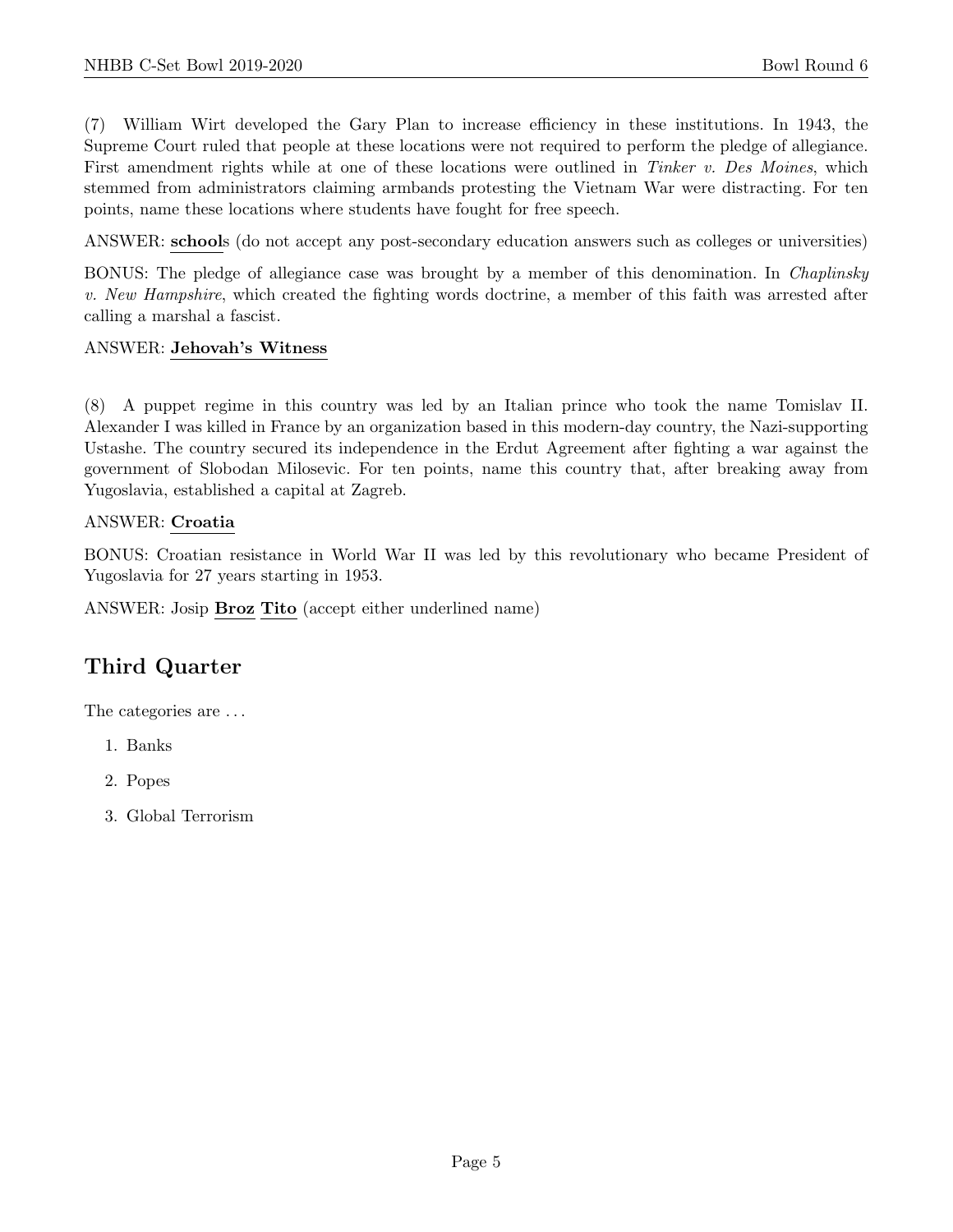(7) William Wirt developed the Gary Plan to increase efficiency in these institutions. In 1943, the Supreme Court ruled that people at these locations were not required to perform the pledge of allegiance. First amendment rights while at one of these locations were outlined in *Tinker v. Des Moines*, which stemmed from administrators claiming armbands protesting the Vietnam War were distracting. For ten points, name these locations where students have fought for free speech.

ANSWER: **school**s (do not accept any post-secondary education answers such as colleges or universities)

BONUS: The pledge of allegiance case was brought by a member of this denomination. In *Chaplinsky v. New Hampshire*, which created the fighting words doctrine, a member of this faith was arrested after calling a marshal a fascist.

ANSWER: **Jehovah's Witness**

(8) A puppet regime in this country was led by an Italian prince who took the name Tomislav II. Alexander I was killed in France by an organization based in this modern-day country, the Nazi-supporting Ustashe. The country secured its independence in the Erdut Agreement after fighting a war against the government of Slobodan Milosevic. For ten points, name this country that, after breaking away from Yugoslavia, established a capital at Zagreb.

ANSWER: **Croatia**

BONUS: Croatian resistance in World War II was led by this revolutionary who became President of Yugoslavia for 27 years starting in 1953.

ANSWER: Josip **Broz** **Tito** (accept either underlined name)

## Third Quarter

The categories are ...

1. Banks
2. Popes
3. Global Terrorism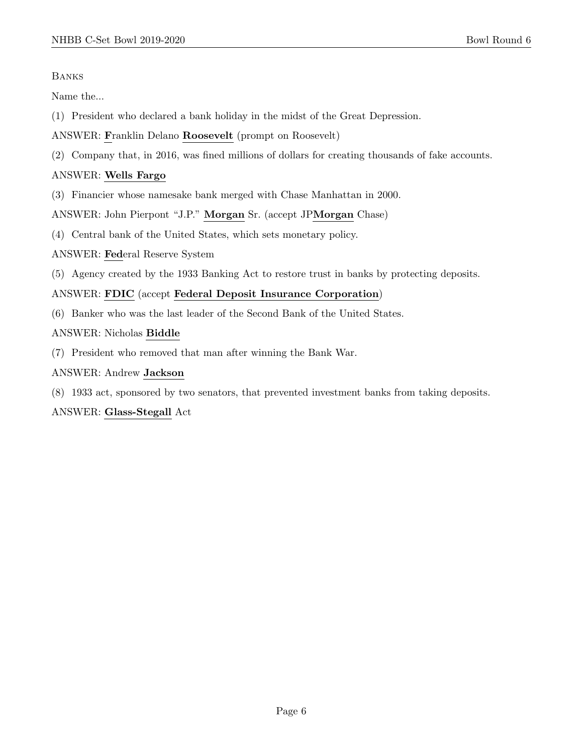Banks

Name the...

(1) President who declared a bank holiday in the midst of the Great Depression.

ANSWER: **F**ranklin Delano **Roosevelt** (prompt on Roosevelt)

(2) Company that, in 2016, was fined millions of dollars for creating thousands of fake accounts.

ANSWER: **Wells Fargo**

(3) Financier whose namesake bank merged with Chase Manhattan in 2000.

ANSWER: John Pierpont "J.P." **Morgan** Sr. (accept JP**Morgan** Chase)

(4) Central bank of the United States, which sets monetary policy.

ANSWER: **Fed**eral Reserve System

(5) Agency created by the 1933 Banking Act to restore trust in banks by protecting deposits.

ANSWER: **FDIC** (accept **Federal Deposit Insurance Corporation**)

(6) Banker who was the last leader of the Second Bank of the United States.

ANSWER: Nicholas **Biddle**

(7) President who removed that man after winning the Bank War.

ANSWER: Andrew **Jackson**

(8) 1933 act, sponsored by two senators, that prevented investment banks from taking deposits.

ANSWER: **Glass-Stegall** Act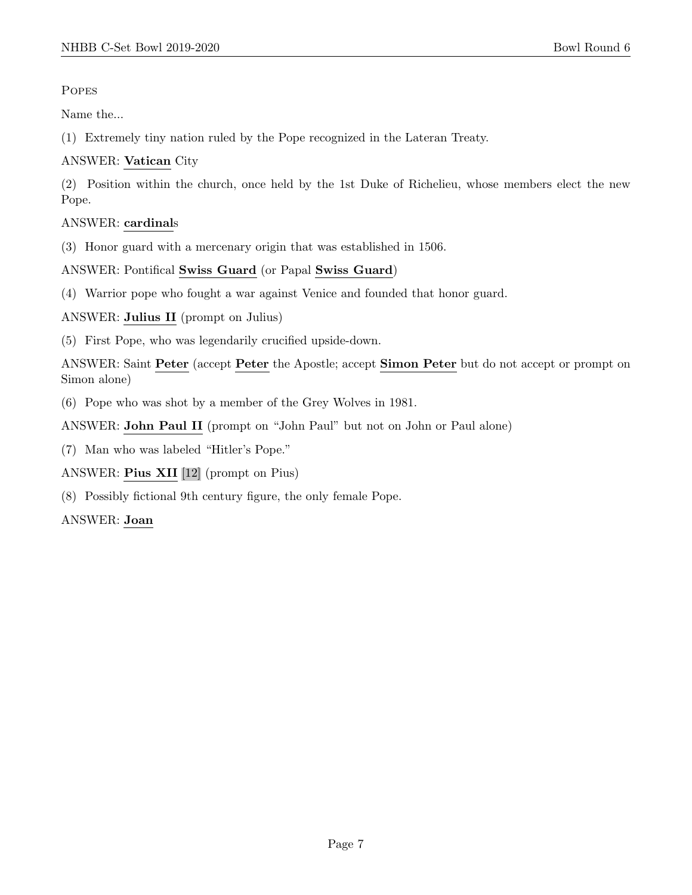POPES

Name the...

(1) Extremely tiny nation ruled by the Pope recognized in the Lateran Treaty.

ANSWER: **Vatican** City

(2) Position within the church, once held by the 1st Duke of Richelieu, whose members elect the new Pope.

ANSWER: **cardinal**s

(3) Honor guard with a mercenary origin that was established in 1506.

ANSWER: Pontifical **Swiss Guard** (or Papal **Swiss Guard**)

(4) Warrior pope who fought a war against Venice and founded that honor guard.

ANSWER: **Julius II** (prompt on Julius)

(5) First Pope, who was legendarily crucified upside-down.

ANSWER: Saint **Peter** (accept **Peter** the Apostle; accept **Simon Peter** but do not accept or prompt on Simon alone)

(6) Pope who was shot by a member of the Grey Wolves in 1981.

ANSWER: **John Paul II** (prompt on "John Paul" but not on John or Paul alone)

(7) Man who was labeled "Hitler's Pope."

ANSWER: **Pius XII** [12] (prompt on Pius)

(8) Possibly fictional 9th century figure, the only female Pope.

ANSWER: **Joan**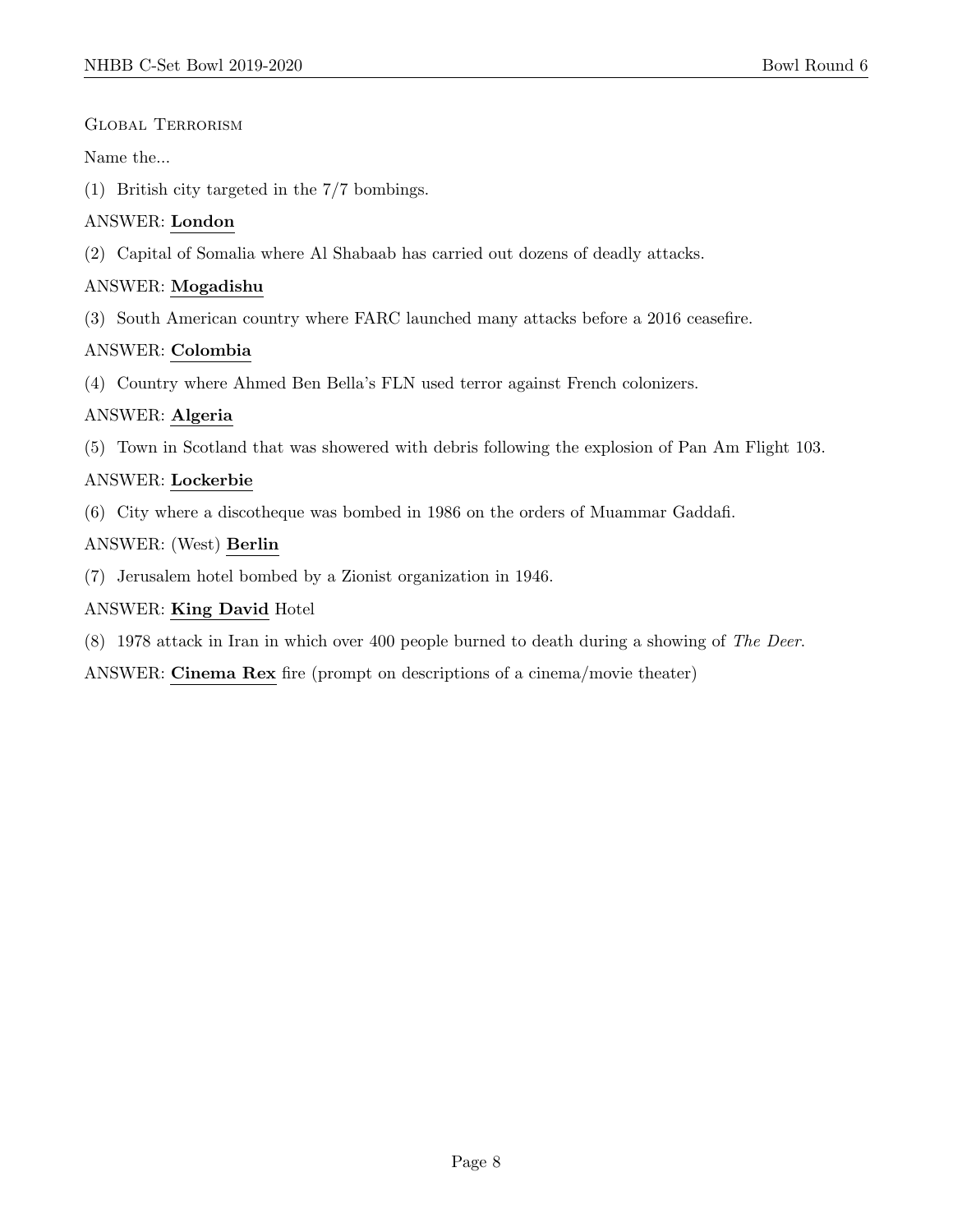## Global Terrorism

Name the...

(1) British city targeted in the 7/7 bombings.

ANSWER: **London**

(2) Capital of Somalia where Al Shabaab has carried out dozens of deadly attacks.

ANSWER: **Mogadishu**

(3) South American country where FARC launched many attacks before a 2016 ceasefire.

ANSWER: **Colombia**

(4) Country where Ahmed Ben Bella's FLN used terror against French colonizers.

ANSWER: **Algeria**

(5) Town in Scotland that was showered with debris following the explosion of Pan Am Flight 103.

ANSWER: **Lockerbie**

(6) City where a discotheque was bombed in 1986 on the orders of Muammar Gaddafi.

ANSWER: (West) **Berlin**

(7) Jerusalem hotel bombed by a Zionist organization in 1946.

ANSWER: **King David** Hotel

(8) 1978 attack in Iran in which over 400 people burned to death during a showing of *The Deer*.

ANSWER: **Cinema Rex** fire (prompt on descriptions of a cinema/movie theater)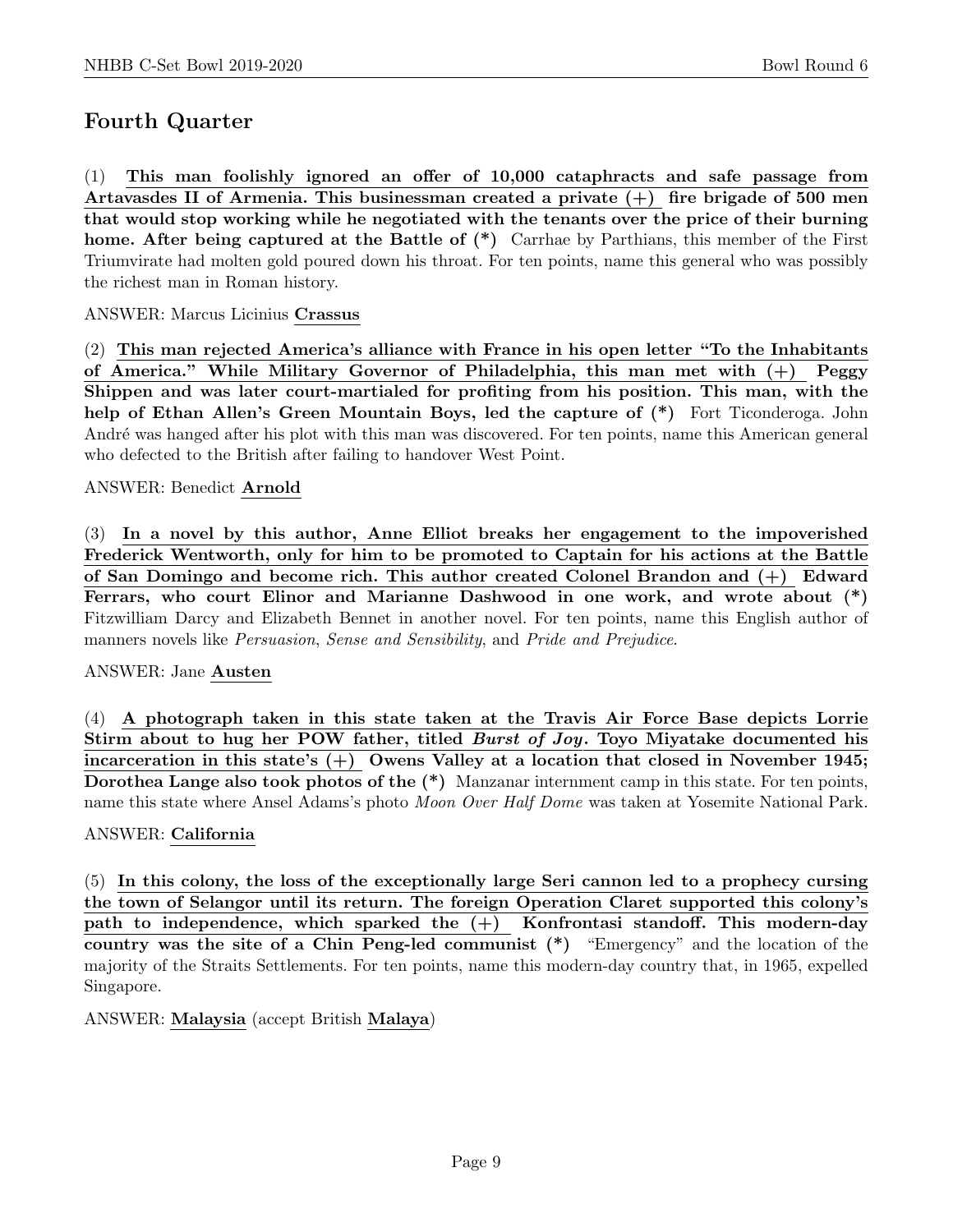## Fourth Quarter

(1) **This man foolishly ignored an offer of 10,000 cataphracts and safe passage from Artavasdes II of Armenia. This businessman created a private (+) fire brigade of 500 men that would stop working while he negotiated with the tenants over the price of their burning home. After being captured at the Battle of (*)** Carrhae by Parthians, this member of the First Triumvirate had molten gold poured down his throat. For ten points, name this general who was possibly the richest man in Roman history.

ANSWER: Marcus Licinius **Crassus**

(2) **This man rejected America's alliance with France in his open letter "To the Inhabitants of America." While Military Governor of Philadelphia, this man met with (+) Peggy Shippen and was later court-martialed for profiting from his position. This man, with the help of Ethan Allen's Green Mountain Boys, led the capture of (*)** Fort Ticonderoga. John André was hanged after his plot with this man was discovered. For ten points, name this American general who defected to the British after failing to handover West Point.

ANSWER: Benedict **Arnold**

(3) **In a novel by this author, Anne Elliot breaks her engagement to the impoverished Frederick Wentworth, only for him to be promoted to Captain for his actions at the Battle of San Domingo and become rich. This author created Colonel Brandon and (+) Edward Ferrars, who court Elinor and Marianne Dashwood in one work, and wrote about (*)** Fitzwilliam Darcy and Elizabeth Bennet in another novel. For ten points, name this English author of manners novels like *Persuasion*, *Sense and Sensibility*, and *Pride and Prejudice*.

ANSWER: Jane **Austen**

(4) **A photograph taken in this state taken at the Travis Air Force Base depicts Lorrie Stirm about to hug her POW father, titled *Burst of Joy*. Toyo Miyatake documented his incarceration in this state's (+) Owens Valley at a location that closed in November 1945; Dorothea Lange also took photos of the (*)** Manzanar internment camp in this state. For ten points, name this state where Ansel Adams's photo *Moon Over Half Dome* was taken at Yosemite National Park.

ANSWER: **California**

(5) **In this colony, the loss of the exceptionally large Seri cannon led to a prophecy cursing the town of Selangor until its return. The foreign Operation Claret supported this colony's path to independence, which sparked the (+) Konfrontasi standoff. This modern-day country was the site of a Chin Peng-led communist (*)** "Emergency" and the location of the majority of the Straits Settlements. For ten points, name this modern-day country that, in 1965, expelled Singapore.

ANSWER: **Malaysia** (accept British **Malaya**)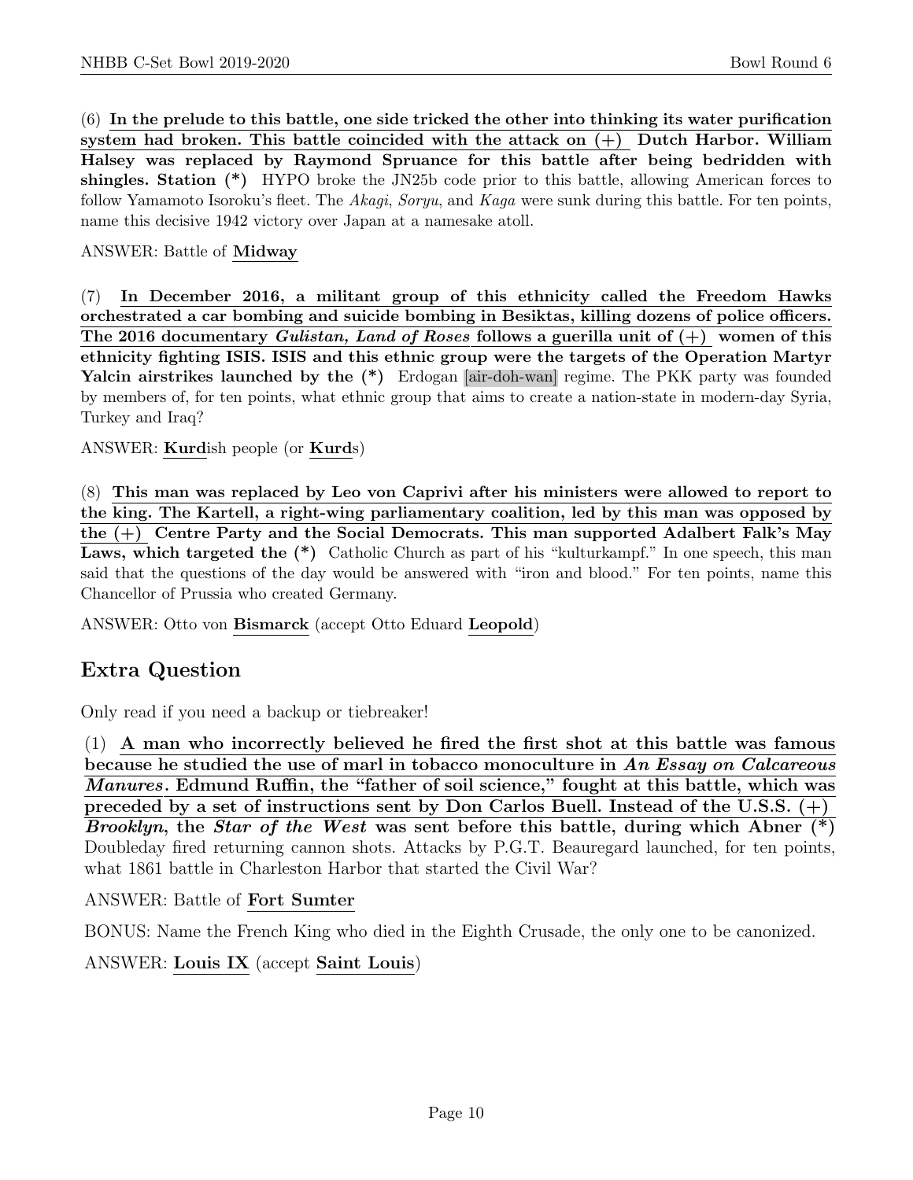(6) **In the prelude to this battle, one side tricked the other into thinking its water purification system had broken. This battle coincided with the attack on (+) Dutch Harbor. William Halsey was replaced by Raymond Spruance for this battle after being bedridden with shingles. Station (*)** HYPO broke the JN25b code prior to this battle, allowing American forces to follow Yamamoto Isoroku's fleet. The *Akagi*, *Soryu*, and *Kaga* were sunk during this battle. For ten points, name this decisive 1942 victory over Japan at a namesake atoll.

ANSWER: Battle of **Midway**

(7) **In December 2016, a militant group of this ethnicity called the Freedom Hawks orchestrated a car bombing and suicide bombing in Besiktas, killing dozens of police officers. The 2016 documentary *Gulistan, Land of Roses* follows a guerilla unit of (+) women of this ethnicity fighting ISIS. ISIS and this ethnic group were the targets of the Operation Martyr Yalcin airstrikes launched by the (*)** Erdogan [air-doh-wan] regime. The PKK party was founded by members of, for ten points, what ethnic group that aims to create a nation-state in modern-day Syria, Turkey and Iraq?

ANSWER: **Kurd**ish people (or **Kurd**s)

(8) **This man was replaced by Leo von Caprivi after his ministers were allowed to report to the king. The Kartell, a right-wing parliamentary coalition, led by this man was opposed by the (+) Centre Party and the Social Democrats. This man supported Adalbert Falk's May Laws, which targeted the (*)** Catholic Church as part of his "kulturkampf." In one speech, this man said that the questions of the day would be answered with "iron and blood." For ten points, name this Chancellor of Prussia who created Germany.

ANSWER: Otto von **Bismarck** (accept Otto Eduard **Leopold**)

## Extra Question

Only read if you need a backup or tiebreaker!

(1) **A man who incorrectly believed he fired the first shot at this battle was famous because he studied the use of marl in tobacco monoculture in *An Essay on Calcareous Manures*. Edmund Ruffin, the "father of soil science," fought at this battle, which was preceded by a set of instructions sent by Don Carlos Buell. Instead of the U.S.S. (+) *Brooklyn*, the *Star of the West* was sent before this battle, during which Abner (*)** Doubleday fired returning cannon shots. Attacks by P.G.T. Beauregard launched, for ten points, what 1861 battle in Charleston Harbor that started the Civil War?

ANSWER: Battle of **Fort Sumter**

BONUS: Name the French King who died in the Eighth Crusade, the only one to be canonized.

ANSWER: **Louis IX** (accept **Saint Louis**)